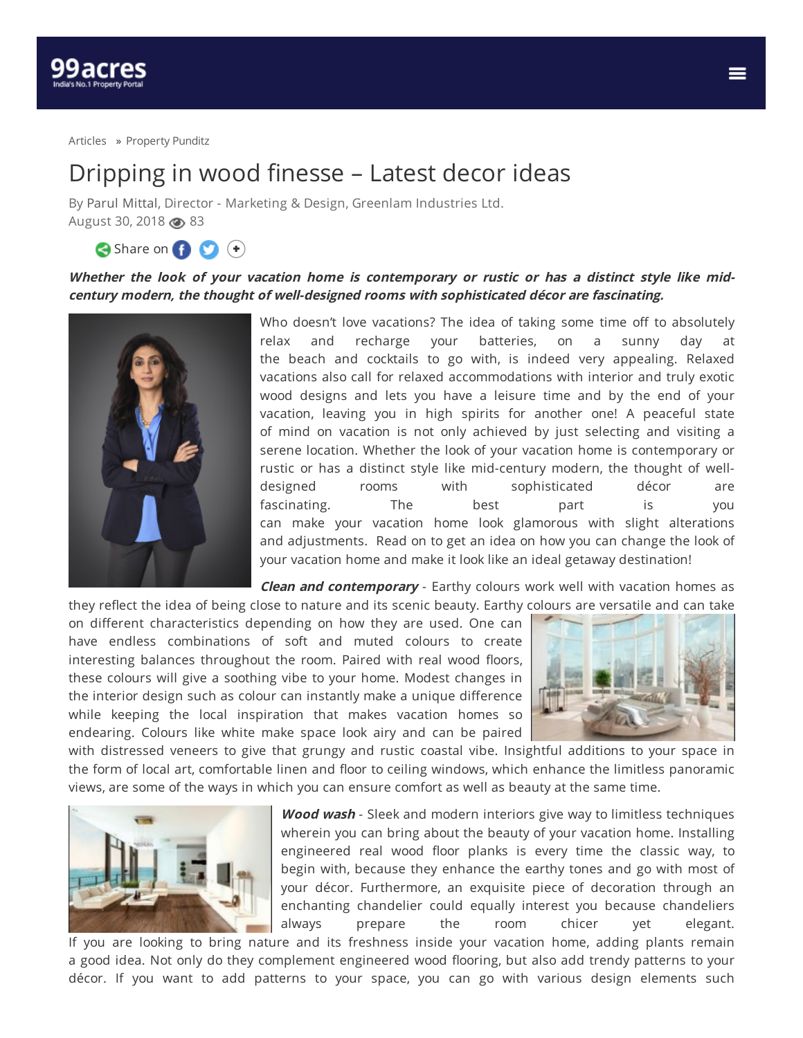Articles » Property Punditz

# Dripping in wood finesse – Latest decor ideas

By Parul Mittal, Director - Marketing & Design, Greenlam Industries Ltd.
August 30, 2018 83

Share on

***Whether the look of your vacation home is contemporary or rustic or has a distinct style like mid-century modern, the thought of well-designed rooms with sophisticated décor are fascinating.***

Who doesn't love vacations? The idea of taking some time off to absolutely relax and recharge your batteries, on a sunny day at the beach and cocktails to go with, is indeed very appealing. Relaxed vacations also call for relaxed accommodations with interior and truly exotic wood designs and lets you have a leisure time and by the end of your vacation, leaving you in high spirits for another one! A peaceful state of mind on vacation is not only achieved by just selecting and visiting a serene location. Whether the look of your vacation home is contemporary or rustic or has a distinct style like mid-century modern, the thought of well-designed rooms with sophisticated décor are fascinating. The best part is you can make your vacation home look glamorous with slight alterations and adjustments. Read on to get an idea on how you can change the look of your vacation home and make it look like an ideal getaway destination!

***Clean and contemporary*** - Earthy colours work well with vacation homes as they reflect the idea of being close to nature and its scenic beauty. Earthy colours are versatile and can take on different characteristics depending on how they are used. One can have endless combinations of soft and muted colours to create interesting balances throughout the room. Paired with real wood floors, these colours will give a soothing vibe to your home. Modest changes in the interior design such as colour can instantly make a unique difference while keeping the local inspiration that makes vacation homes so endearing. Colours like white make space look airy and can be paired with distressed veneers to give that grungy and rustic coastal vibe. Insightful additions to your space in the form of local art, comfortable linen and floor to ceiling windows, which enhance the limitless panoramic views, are some of the ways in which you can ensure comfort as well as beauty at the same time.

***Wood wash*** - Sleek and modern interiors give way to limitless techniques wherein you can bring about the beauty of your vacation home. Installing engineered real wood floor planks is every time the classic way, to begin with, because they enhance the earthy tones and go with most of your décor. Furthermore, an exquisite piece of decoration through an enchanting chandelier could equally interest you because chandeliers always prepare the room chicer yet elegant. If you are looking to bring nature and its freshness inside your vacation home, adding plants remain a good idea. Not only do they complement engineered wood flooring, but also add trendy patterns to your décor. If you want to add patterns to your space, you can go with various design elements such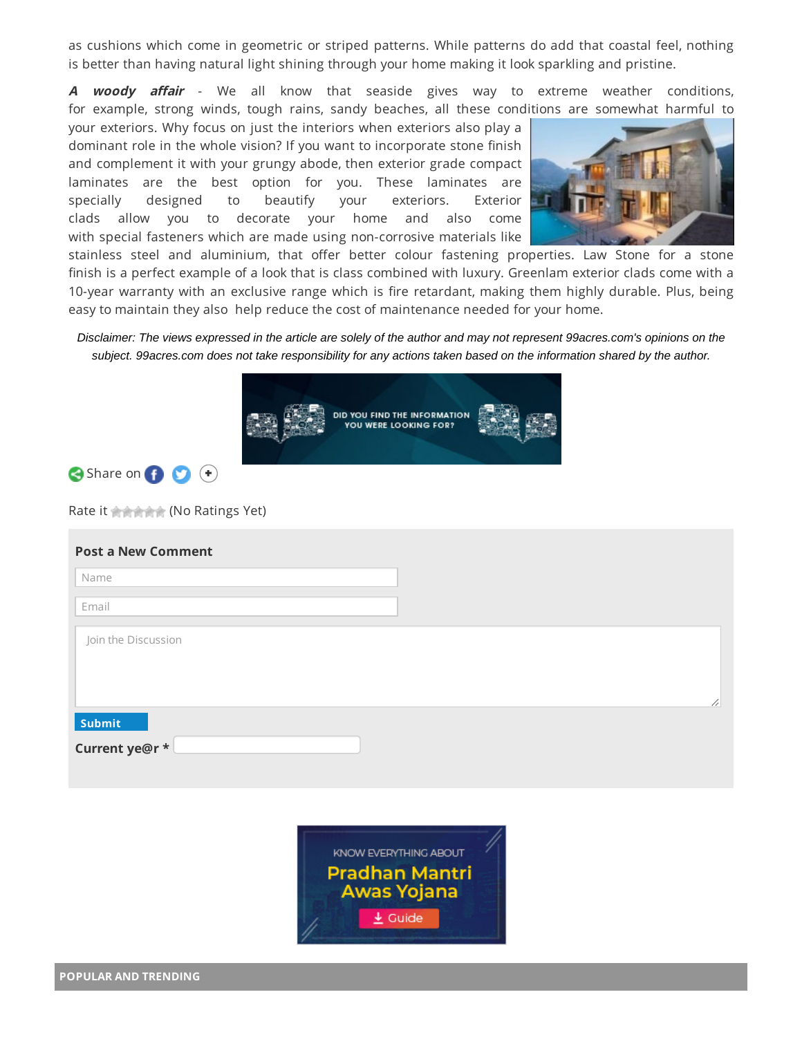as cushions which come in geometric or striped patterns. While patterns do add that coastal feel, nothing is better than having natural light shining through your home making it look sparkling and pristine.

***A woody affair*** - We all know that seaside gives way to extreme weather conditions, for example, strong winds, tough rains, sandy beaches, all these conditions are somewhat harmful to your exteriors. Why focus on just the interiors when exteriors also play a dominant role in the whole vision? If you want to incorporate stone finish and complement it with your grungy abode, then exterior grade compact laminates are the best option for you. These laminates are specially designed to beautify your exteriors. Exterior clads allow you to decorate your home and also come with special fasteners which are made using non-corrosive materials like stainless steel and aluminium, that offer better colour fastening properties. Law Stone for a stone finish is a perfect example of a look that is class combined with luxury. Greenlam exterior clads come with a 10-year warranty with an exclusive range which is fire retardant, making them highly durable. Plus, being easy to maintain they also help reduce the cost of maintenance needed for your home.

*Disclaimer: The views expressed in the article are solely of the author and may not represent 99acres.com's opinions on the subject. 99acres.com does not take responsibility for any actions taken based on the information shared by the author.*

DID YOU FIND THE INFORMATION YOU WERE LOOKING FOR?

Share on

Rate it (No Ratings Yet)

**Post a New Comment**

Name

Email

Join the Discussion

Submit

**Current ye@r ***

KNOW EVERYTHING ABOUT
Pradhan Mantri Awas Yojana
Guide

**POPULAR AND TRENDING**